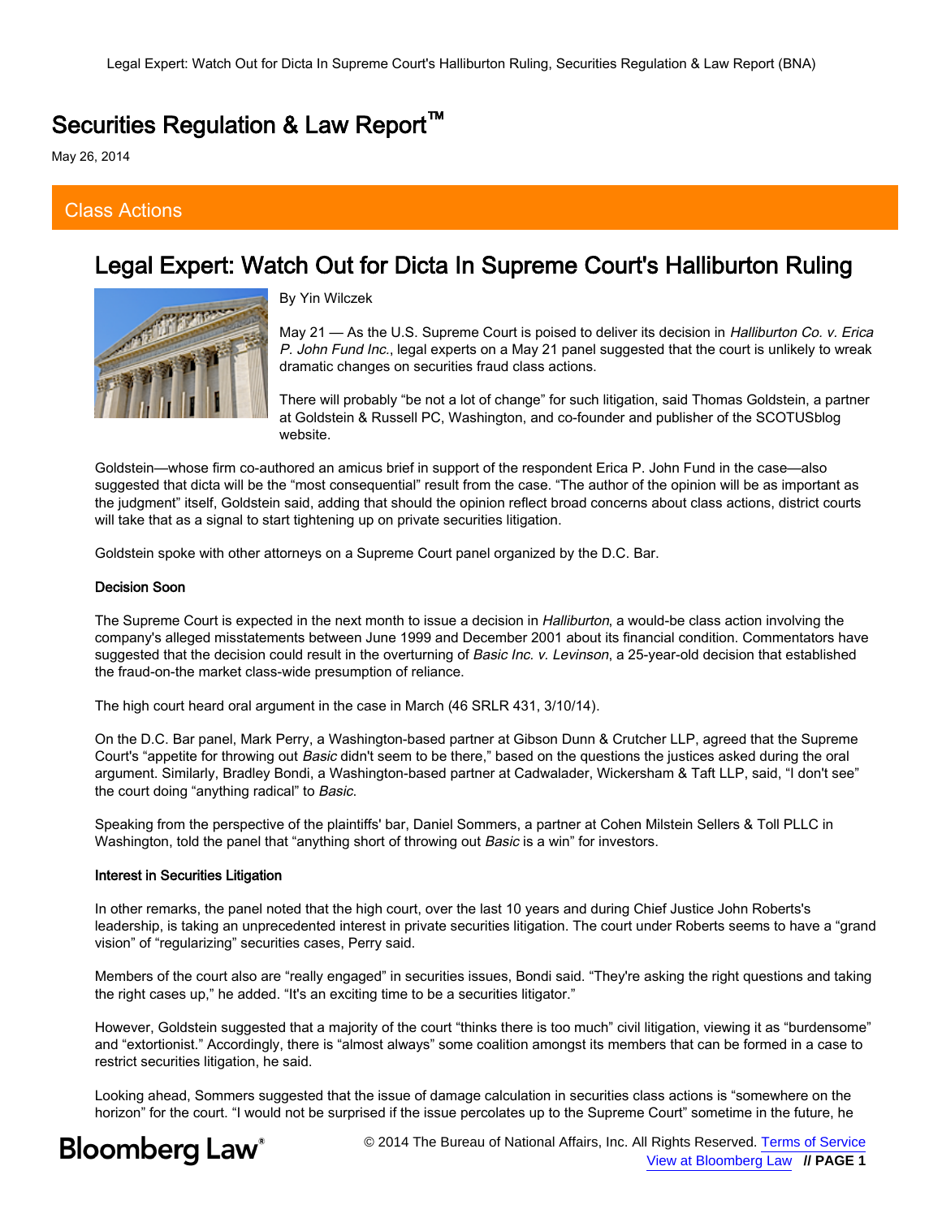# Securities Regulation & Law Report™

May 26, 2014

## Class Actions

## Legal Expert: Watch Out for Dicta In Supreme Court's Halliburton Ruling

By Yin Wilczek

May 21 — As the U.S. Supreme Court is poised to deliver its decision in *Halliburton Co. v. Erica P. John Fund Inc.*, legal experts on a May 21 panel suggested that the court is unlikely to wreak dramatic changes on securities fraud class actions.

There will probably "be not a lot of change" for such litigation, said Thomas Goldstein, a partner at Goldstein & Russell PC, Washington, and co-founder and publisher of the SCOTUSblog website.

Goldstein—whose firm co-authored an amicus brief in support of the respondent Erica P. John Fund in the case—also suggested that dicta will be the "most consequential" result from the case. "The author of the opinion will be as important as the judgment" itself, Goldstein said, adding that should the opinion reflect broad concerns about class actions, district courts will take that as a signal to start tightening up on private securities litigation.

Goldstein spoke with other attorneys on a Supreme Court panel organized by the D.C. Bar.

**Decision Soon**

The Supreme Court is expected in the next month to issue a decision in *Halliburton*, a would-be class action involving the company's alleged misstatements between June 1999 and December 2001 about its financial condition. Commentators have suggested that the decision could result in the overturning of *Basic Inc. v. Levinson*, a 25-year-old decision that established the fraud-on-the market class-wide presumption of reliance.

The high court heard oral argument in the case in March (46 SRLR 431, 3/10/14).

On the D.C. Bar panel, Mark Perry, a Washington-based partner at Gibson Dunn & Crutcher LLP, agreed that the Supreme Court's "appetite for throwing out *Basic* didn't seem to be there," based on the questions the justices asked during the oral argument. Similarly, Bradley Bondi, a Washington-based partner at Cadwalader, Wickersham & Taft LLP, said, "I don't see" the court doing "anything radical" to *Basic*.

Speaking from the perspective of the plaintiffs' bar, Daniel Sommers, a partner at Cohen Milstein Sellers & Toll PLLC in Washington, told the panel that "anything short of throwing out *Basic* is a win" for investors.

**Interest in Securities Litigation**

In other remarks, the panel noted that the high court, over the last 10 years and during Chief Justice John Roberts's leadership, is taking an unprecedented interest in private securities litigation. The court under Roberts seems to have a "grand vision" of "regularizing" securities cases, Perry said.

Members of the court also are "really engaged" in securities issues, Bondi said. "They're asking the right questions and taking the right cases up," he added. "It's an exciting time to be a securities litigator."

However, Goldstein suggested that a majority of the court "thinks there is too much" civil litigation, viewing it as "burdensome" and "extortionist." Accordingly, there is "almost always" some coalition amongst its members that can be formed in a case to restrict securities litigation, he said.

Looking ahead, Sommers suggested that the issue of damage calculation in securities class actions is "somewhere on the horizon" for the court. "I would not be surprised if the issue percolates up to the Supreme Court" sometime in the future, he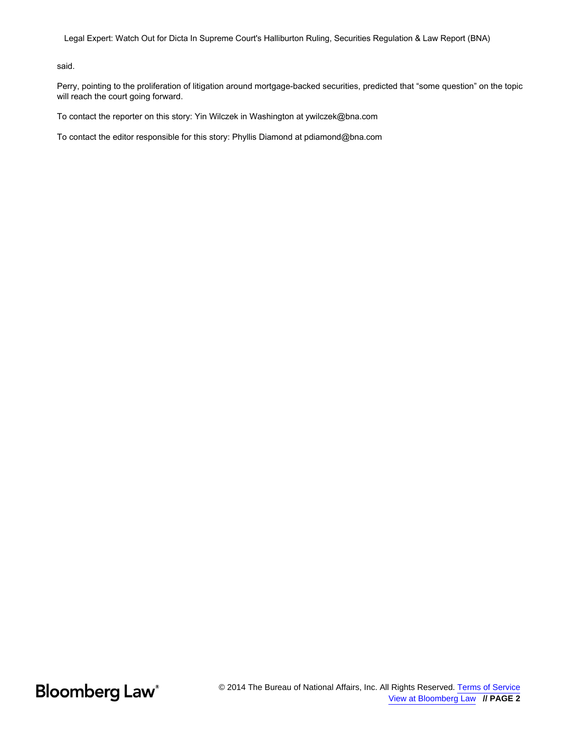said.

Perry, pointing to the proliferation of litigation around mortgage-backed securities, predicted that “some question” on the topic will reach the court going forward.

To contact the reporter on this story: Yin Wilczek in Washington at ywilczek@bna.com

To contact the editor responsible for this story: Phyllis Diamond at pdiamond@bna.com